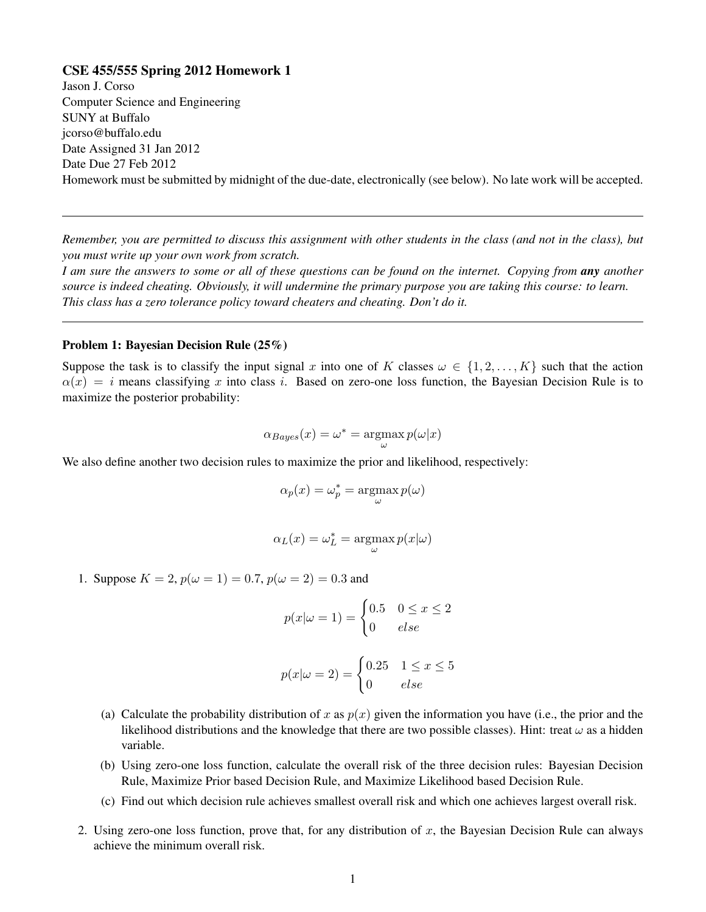**CSE 455/555 Spring 2012 Homework 1**
Jason J. Corso
Computer Science and Engineering
SUNY at Buffalo
jcorso@buffalo.edu
Date Assigned 31 Jan 2012
Date Due 27 Feb 2012
Homework must be submitted by midnight of the due-date, electronically (see below). No late work will be accepted.

---

*Remember, you are permitted to discuss this assignment with other students in the class (and not in the class), but you must write up your own work from scratch.*
*I am sure the answers to some or all of these questions can be found on the internet. Copying from **any** another source is indeed cheating. Obviously, it will undermine the primary purpose you are taking this course: to learn. This class has a zero tolerance policy toward cheaters and cheating. Don't do it.*

---

### Problem 1: Bayesian Decision Rule (25%)

Suppose the task is to classify the input signal $x$ into one of $K$ classes $\omega \in \{1, 2, \ldots, K\}$ such that the action $\alpha(x) = i$ means classifying $x$ into class $i$. Based on zero-one loss function, the Bayesian Decision Rule is to maximize the posterior probability:

$$\alpha_{Bayes}(x) = \omega^* = \underset{\omega}{\operatorname{argmax}}\, p(\omega|x)$$

We also define another two decision rules to maximize the prior and likelihood, respectively:

$$\alpha_p(x) = \omega_p^* = \underset{\omega}{\operatorname{argmax}}\, p(\omega)$$

$$\alpha_L(x) = \omega_L^* = \underset{\omega}{\operatorname{argmax}}\, p(x|\omega)$$

1. Suppose $K = 2$, $p(\omega = 1) = 0.7$, $p(\omega = 2) = 0.3$ and

$$p(x|\omega = 1) = \begin{cases} 0.5 & 0 \le x \le 2 \\ 0 & else \end{cases}$$

$$p(x|\omega = 2) = \begin{cases} 0.25 & 1 \le x \le 5 \\ 0 & else \end{cases}$$

   (a) Calculate the probability distribution of $x$ as $p(x)$ given the information you have (i.e., the prior and the likelihood distributions and the knowledge that there are two possible classes). Hint: treat $\omega$ as a hidden variable.

   (b) Using zero-one loss function, calculate the overall risk of the three decision rules: Bayesian Decision Rule, Maximize Prior based Decision Rule, and Maximize Likelihood based Decision Rule.

   (c) Find out which decision rule achieves smallest overall risk and which one achieves largest overall risk.

2. Using zero-one loss function, prove that, for any distribution of $x$, the Bayesian Decision Rule can always achieve the minimum overall risk.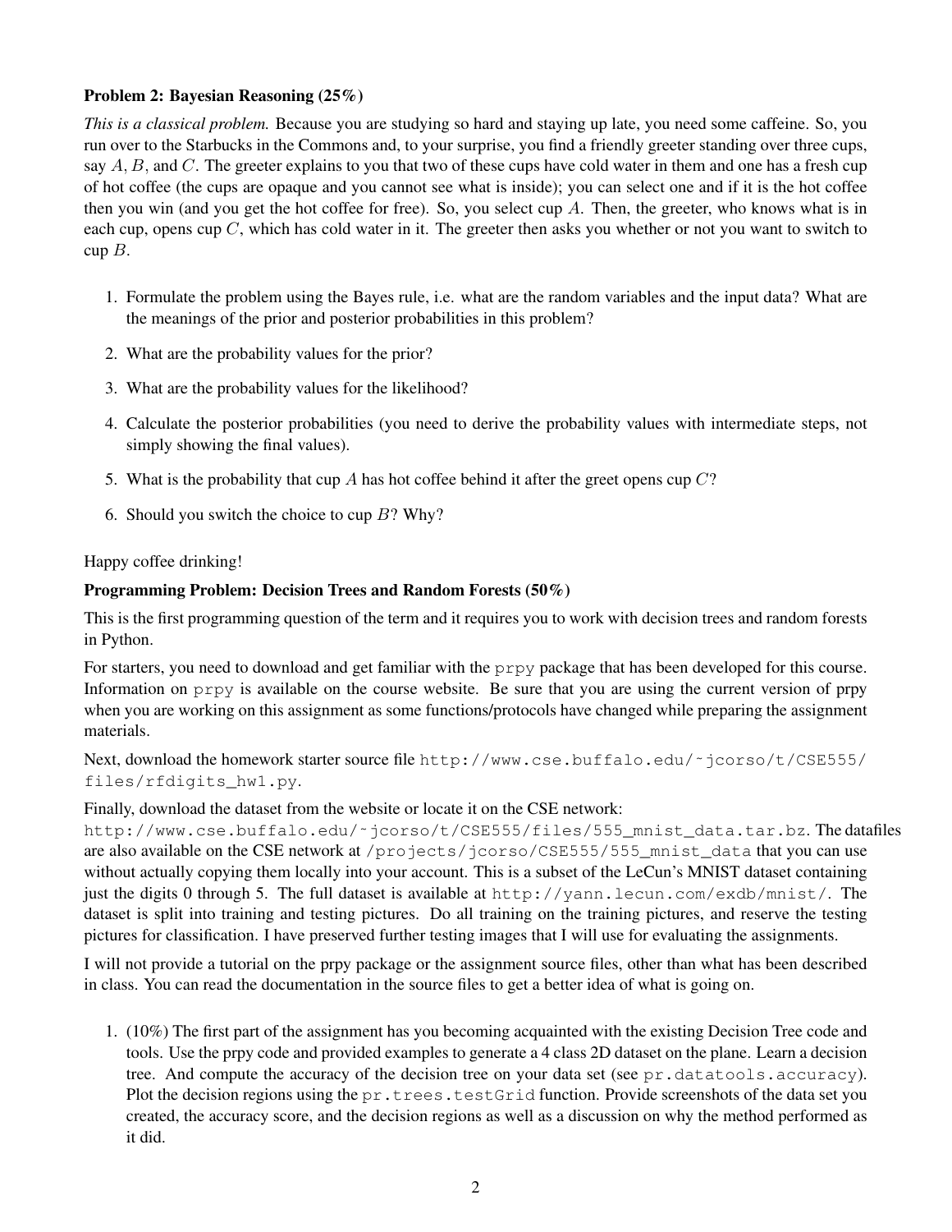**Problem 2: Bayesian Reasoning (25%)**

*This is a classical problem.* Because you are studying so hard and staying up late, you need some caffeine. So, you run over to the Starbucks in the Commons and, to your surprise, you find a friendly greeter standing over three cups, say $A$, $B$, and $C$. The greeter explains to you that two of these cups have cold water in them and one has a fresh cup of hot coffee (the cups are opaque and you cannot see what is inside); you can select one and if it is the hot coffee then you win (and you get the hot coffee for free). So, you select cup $A$. Then, the greeter, who knows what is in each cup, opens cup $C$, which has cold water in it. The greeter then asks you whether or not you want to switch to cup $B$.

1. Formulate the problem using the Bayes rule, i.e. what are the random variables and the input data? What are the meanings of the prior and posterior probabilities in this problem?
2. What are the probability values for the prior?
3. What are the probability values for the likelihood?
4. Calculate the posterior probabilities (you need to derive the probability values with intermediate steps, not simply showing the final values).
5. What is the probability that cup $A$ has hot coffee behind it after the greet opens cup $C$?
6. Should you switch the choice to cup $B$? Why?

Happy coffee drinking!

**Programming Problem: Decision Trees and Random Forests (50%)**

This is the first programming question of the term and it requires you to work with decision trees and random forests in Python.

For starters, you need to download and get familiar with the `prpy` package that has been developed for this course. Information on `prpy` is available on the course website. Be sure that you are using the current version of prpy when you are working on this assignment as some functions/protocols have changed while preparing the assignment materials.

Next, download the homework starter source file `http://www.cse.buffalo.edu/~jcorso/t/CSE555/files/rfdigits_hw1.py`.

Finally, download the dataset from the website or locate it on the CSE network:
`http://www.cse.buffalo.edu/~jcorso/t/CSE555/files/555_mnist_data.tar.bz`. The datafiles are also available on the CSE network at `/projects/jcorso/CSE555/555_mnist_data` that you can use without actually copying them locally into your account. This is a subset of the LeCun's MNIST dataset containing just the digits 0 through 5. The full dataset is available at `http://yann.lecun.com/exdb/mnist/`. The dataset is split into training and testing pictures. Do all training on the training pictures, and reserve the testing pictures for classification. I have preserved further testing images that I will use for evaluating the assignments.

I will not provide a tutorial on the prpy package or the assignment source files, other than what has been described in class. You can read the documentation in the source files to get a better idea of what is going on.

1. (10%) The first part of the assignment has you becoming acquainted with the existing Decision Tree code and tools. Use the prpy code and provided examples to generate a 4 class 2D dataset on the plane. Learn a decision tree. And compute the accuracy of the decision tree on your data set (see `pr.datatools.accuracy`). Plot the decision regions using the `pr.trees.testGrid` function. Provide screenshots of the data set you created, the accuracy score, and the decision regions as well as a discussion on why the method performed as it did.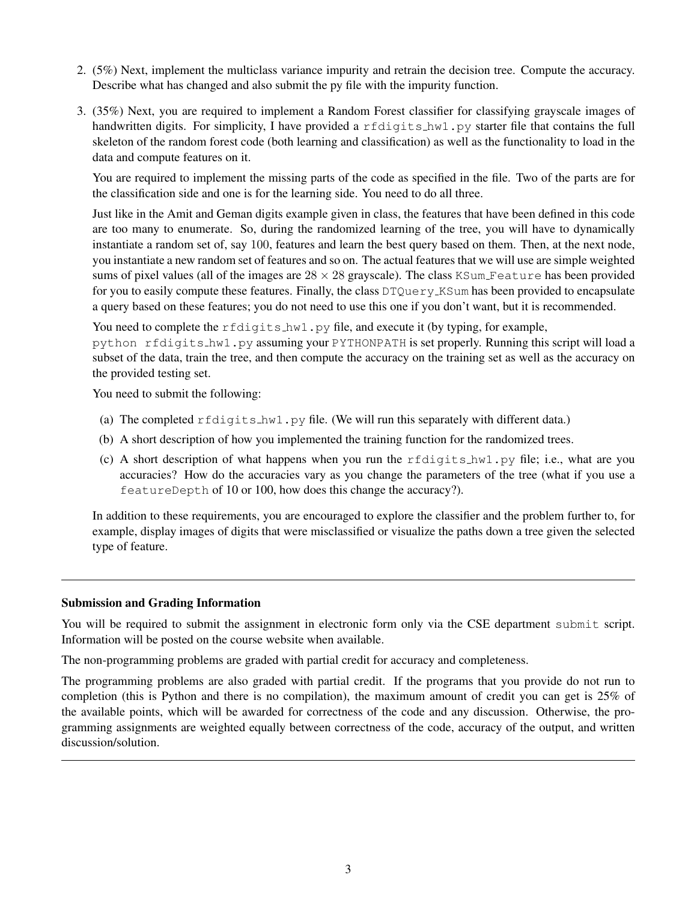2. (5%) Next, implement the multiclass variance impurity and retrain the decision tree. Compute the accuracy. Describe what has changed and also submit the py file with the impurity function.

3. (35%) Next, you are required to implement a Random Forest classifier for classifying grayscale images of handwritten digits. For simplicity, I have provided a `rfdigits_hw1.py` starter file that contains the full skeleton of the random forest code (both learning and classification) as well as the functionality to load in the data and compute features on it.

   You are required to implement the missing parts of the code as specified in the file. Two of the parts are for the classification side and one is for the learning side. You need to do all three.

   Just like in the Amit and Geman digits example given in class, the features that have been defined in this code are too many to enumerate. So, during the randomized learning of the tree, you will have to dynamically instantiate a random set of, say 100, features and learn the best query based on them. Then, at the next node, you instantiate a new random set of features and so on. The actual features that we will use are simple weighted sums of pixel values (all of the images are $28 \times 28$ grayscale). The class `KSum_Feature` has been provided for you to easily compute these features. Finally, the class `DTQuery_KSum` has been provided to encapsulate a query based on these features; you do not need to use this one if you don't want, but it is recommended.

   You need to complete the `rfdigits_hw1.py` file, and execute it (by typing, for example, `python rfdigits_hw1.py` assuming your `PYTHONPATH` is set properly. Running this script will load a subset of the data, train the tree, and then compute the accuracy on the training set as well as the accuracy on the provided testing set.

   You need to submit the following:

   (a) The completed `rfdigits_hw1.py` file. (We will run this separately with different data.)

   (b) A short description of how you implemented the training function for the randomized trees.

   (c) A short description of what happens when you run the `rfdigits_hw1.py` file; i.e., what are you accuracies? How do the accuracies vary as you change the parameters of the tree (what if you use a `featureDepth` of 10 or 100, how does this change the accuracy?).

   In addition to these requirements, you are encouraged to explore the classifier and the problem further to, for example, display images of digits that were misclassified or visualize the paths down a tree given the selected type of feature.

---

**Submission and Grading Information**

You will be required to submit the assignment in electronic form only via the CSE department `submit` script. Information will be posted on the course website when available.

The non-programming problems are graded with partial credit for accuracy and completeness.

The programming problems are also graded with partial credit. If the programs that you provide do not run to completion (this is Python and there is no compilation), the maximum amount of credit you can get is 25% of the available points, which will be awarded for correctness of the code and any discussion. Otherwise, the programming assignments are weighted equally between correctness of the code, accuracy of the output, and written discussion/solution.

---